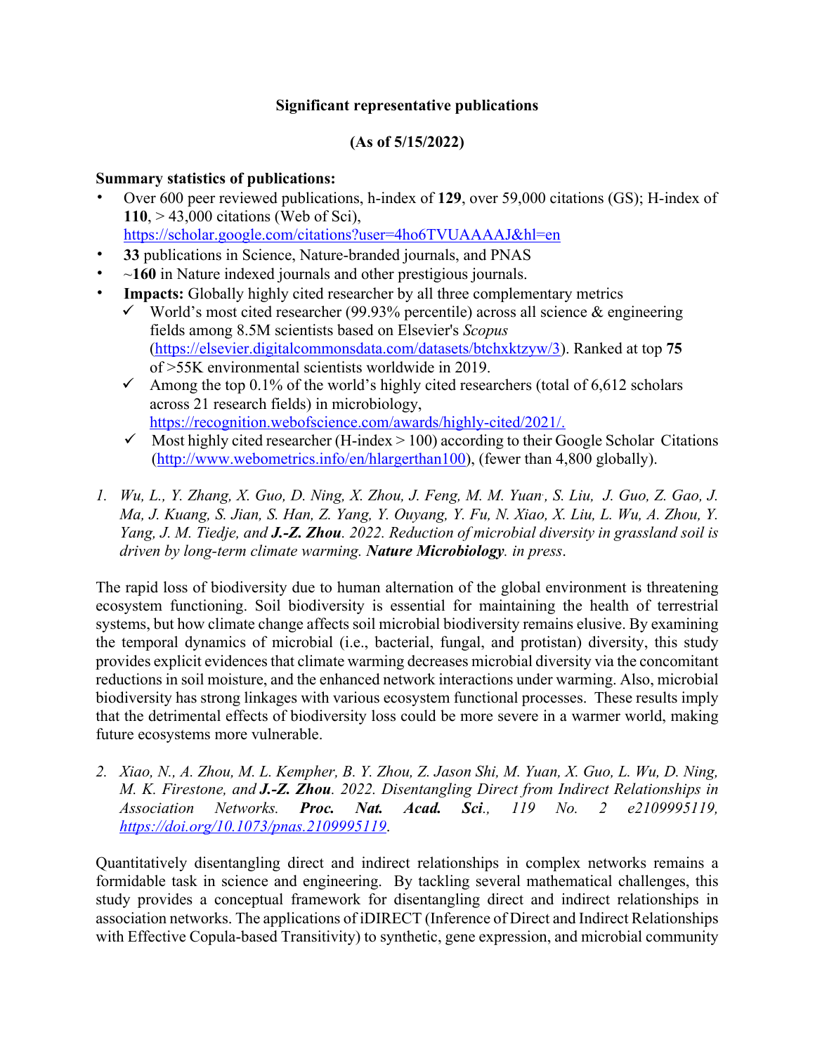**Significant representative publications**

**(As of 5/15/2022)**

**Summary statistics of publications:**

- Over 600 peer reviewed publications, h-index of **129**, over 59,000 citations (GS); H-index of **110**, > 43,000 citations (Web of Sci), https://scholar.google.com/citations?user=4ho6TVUAAAAJ&hl=en
- **33** publications in Science, Nature-branded journals, and PNAS
- ~**160** in Nature indexed journals and other prestigious journals.
- **Impacts:** Globally highly cited researcher by all three complementary metrics
  - ✓ World's most cited researcher (99.93% percentile) across all science & engineering fields among 8.5M scientists based on Elsevier's *Scopus* (https://elsevier.digitalcommonsdata.com/datasets/btchxktzyw/3). Ranked at top **75** of >55K environmental scientists worldwide in 2019.
  - ✓ Among the top 0.1% of the world's highly cited researchers (total of 6,612 scholars across 21 research fields) in microbiology, https://recognition.webofscience.com/awards/highly-cited/2021/.
  - ✓ Most highly cited researcher (H-index > 100) according to their Google Scholar Citations (http://www.webometrics.info/en/hlargerthan100), (fewer than 4,800 globally).

1. *Wu, L., Y. Zhang, X. Guo, D. Ning, X. Zhou, J. Feng, M. M. Yuan, S. Liu, J. Guo, Z. Gao, J. Ma, J. Kuang, S. Jian, S. Han, Z. Yang, Y. Ouyang, Y. Fu, N. Xiao, X. Liu, L. Wu, A. Zhou, Y. Yang, J. M. Tiedje, and **J.-Z. Zhou**. 2022. Reduction of microbial diversity in grassland soil is driven by long-term climate warming. **Nature Microbiology**. in press*.

The rapid loss of biodiversity due to human alternation of the global environment is threatening ecosystem functioning. Soil biodiversity is essential for maintaining the health of terrestrial systems, but how climate change affects soil microbial biodiversity remains elusive. By examining the temporal dynamics of microbial (i.e., bacterial, fungal, and protistan) diversity, this study provides explicit evidences that climate warming decreases microbial diversity via the concomitant reductions in soil moisture, and the enhanced network interactions under warming. Also, microbial biodiversity has strong linkages with various ecosystem functional processes. These results imply that the detrimental effects of biodiversity loss could be more severe in a warmer world, making future ecosystems more vulnerable.

2. *Xiao, N., A. Zhou, M. L. Kempher, B. Y. Zhou, Z. Jason Shi, M. Yuan, X. Guo, L. Wu, D. Ning, M. K. Firestone, and **J.-Z. Zhou**. 2022. Disentangling Direct from Indirect Relationships in Association Networks. **Proc. Nat. Acad. Sci**., 119 No. 2 e2109995119, https://doi.org/10.1073/pnas.2109995119.*

Quantitatively disentangling direct and indirect relationships in complex networks remains a formidable task in science and engineering. By tackling several mathematical challenges, this study provides a conceptual framework for disentangling direct and indirect relationships in association networks. The applications of iDIRECT (Inference of Direct and Indirect Relationships with Effective Copula-based Transitivity) to synthetic, gene expression, and microbial community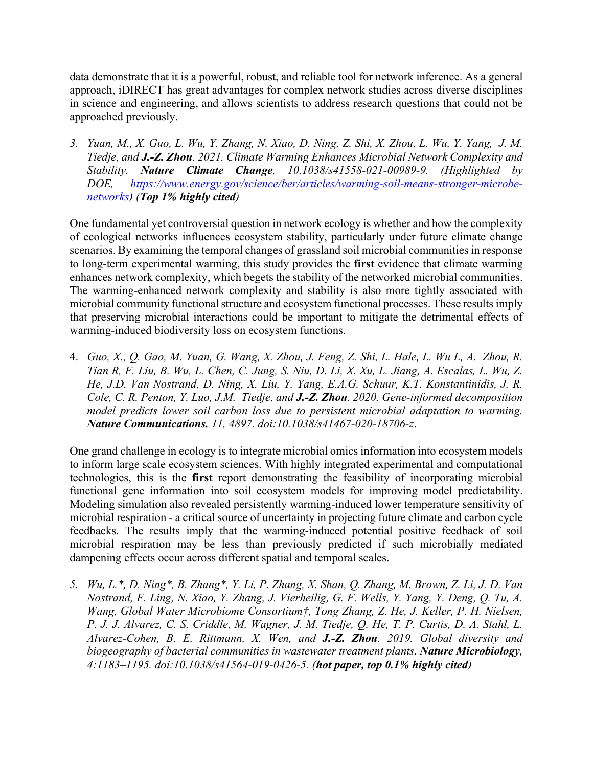data demonstrate that it is a powerful, robust, and reliable tool for network inference. As a general approach, iDIRECT has great advantages for complex network studies across diverse disciplines in science and engineering, and allows scientists to address research questions that could not be approached previously.

3. *Yuan, M., X. Guo, L. Wu, Y. Zhang, N. Xiao, D. Ning, Z. Shi, X. Zhou, L. Wu, Y. Yang, J. M. Tiedje, and **J.-Z. Zhou**. 2021. Climate Warming Enhances Microbial Network Complexity and Stability. **Nature Climate Change**, 10.1038/s41558-021-00989-9. (Highlighted by DOE, https://www.energy.gov/science/ber/articles/warming-soil-means-stronger-microbe-networks) **(Top 1% highly cited)***

One fundamental yet controversial question in network ecology is whether and how the complexity of ecological networks influences ecosystem stability, particularly under future climate change scenarios. By examining the temporal changes of grassland soil microbial communities in response to long-term experimental warming, this study provides the **first** evidence that climate warming enhances network complexity, which begets the stability of the networked microbial communities. The warming-enhanced network complexity and stability is also more tightly associated with microbial community functional structure and ecosystem functional processes. These results imply that preserving microbial interactions could be important to mitigate the detrimental effects of warming-induced biodiversity loss on ecosystem functions.

4. *Guo, X., Q. Gao, M. Yuan, G. Wang, X. Zhou, J. Feng, Z. Shi, L. Hale, L. Wu L, A. Zhou, R. Tian R, F. Liu, B. Wu, L. Chen, C. Jung, S. Niu, D. Li, X. Xu, L. Jiang, A. Escalas, L. Wu, Z. He, J.D. Van Nostrand, D. Ning, X. Liu, Y. Yang, E.A.G. Schuur, K.T. Konstantinidis, J. R. Cole, C. R. Penton, Y. Luo, J.M. Tiedje, and **J.-Z. Zhou**. 2020. Gene-informed decomposition model predicts lower soil carbon loss due to persistent microbial adaptation to warming. **Nature Communications.** 11, 4897. doi:10.1038/s41467-020-18706-z.*

One grand challenge in ecology is to integrate microbial omics information into ecosystem models to inform large scale ecosystem sciences. With highly integrated experimental and computational technologies, this is the **first** report demonstrating the feasibility of incorporating microbial functional gene information into soil ecosystem models for improving model predictability. Modeling simulation also revealed persistently warming-induced lower temperature sensitivity of microbial respiration - a critical source of uncertainty in projecting future climate and carbon cycle feedbacks. The results imply that the warming-induced potential positive feedback of soil microbial respiration may be less than previously predicted if such microbially mediated dampening effects occur across different spatial and temporal scales.

5. *Wu, L.\*, D. Ning\*, B. Zhang\*, Y. Li, P. Zhang, X. Shan, Q. Zhang, M. Brown, Z. Li, J. D. Van Nostrand, F. Ling, N. Xiao, Y. Zhang, J. Vierheilig, G. F. Wells, Y. Yang, Y. Deng, Q. Tu, A. Wang, Global Water Microbiome Consortium†, Tong Zhang, Z. He, J. Keller, P. H. Nielsen, P. J. J. Alvarez, C. S. Criddle, M. Wagner, J. M. Tiedje, Q. He, T. P. Curtis, D. A. Stahl, L. Alvarez-Cohen, B. E. Rittmann, X. Wen, and **J.-Z. Zhou**. 2019. Global diversity and biogeography of bacterial communities in wastewater treatment plants. **Nature Microbiology**, 4:1183–1195. doi:10.1038/s41564-019-0426-5. **(hot paper, top 0.1% highly cited)***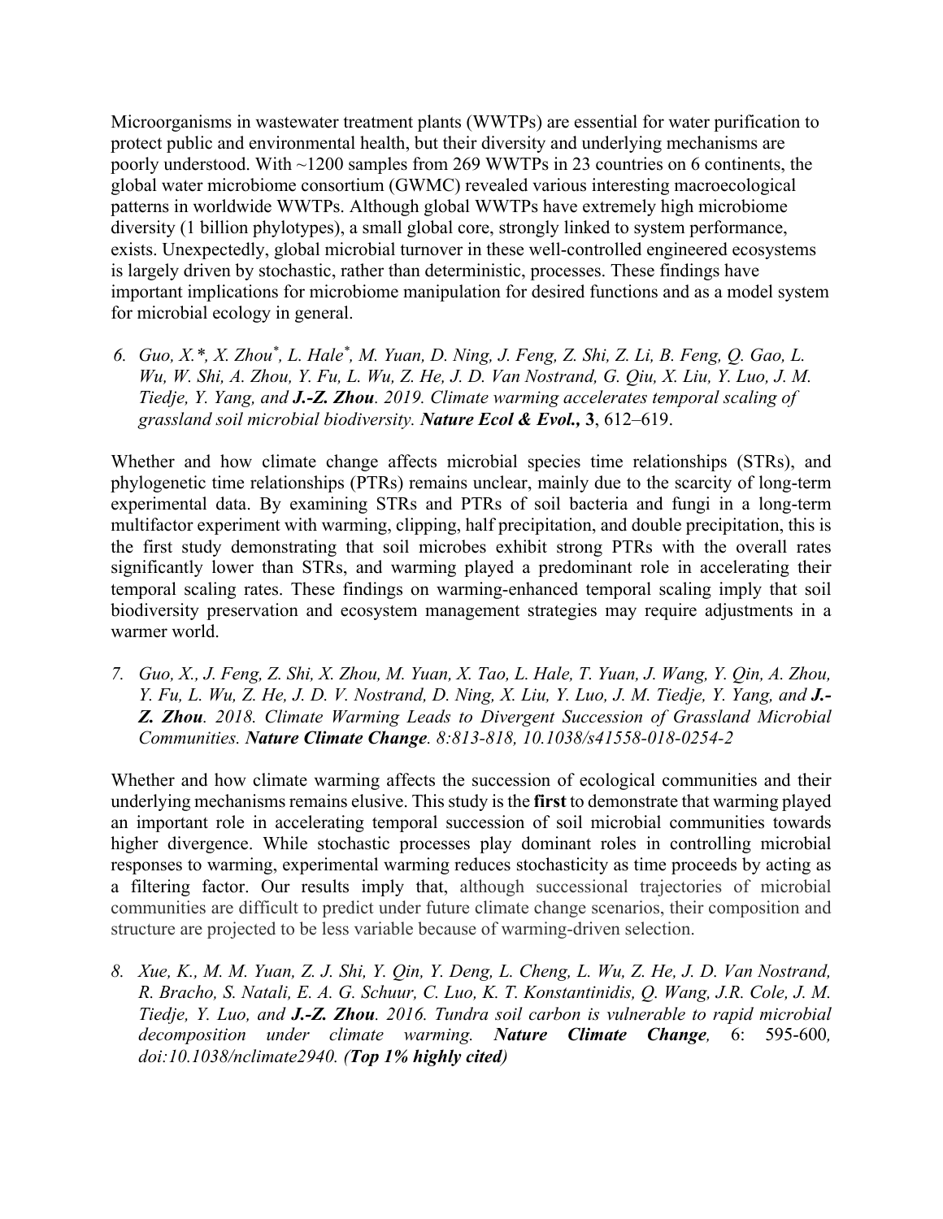Microorganisms in wastewater treatment plants (WWTPs) are essential for water purification to protect public and environmental health, but their diversity and underlying mechanisms are poorly understood. With ~1200 samples from 269 WWTPs in 23 countries on 6 continents, the global water microbiome consortium (GWMC) revealed various interesting macroecological patterns in worldwide WWTPs. Although global WWTPs have extremely high microbiome diversity (1 billion phylotypes), a small global core, strongly linked to system performance, exists. Unexpectedly, global microbial turnover in these well-controlled engineered ecosystems is largely driven by stochastic, rather than deterministic, processes. These findings have important implications for microbiome manipulation for desired functions and as a model system for microbial ecology in general.

6. *Guo, X.\*, X. Zhou[\*], L. Hale[\*], M. Yuan, D. Ning, J. Feng, Z. Shi, Z. Li, B. Feng, Q. Gao, L. Wu, W. Shi, A. Zhou, Y. Fu, L. Wu, Z. He, J. D. Van Nostrand, G. Qiu, X. Liu, Y. Luo, J. M. Tiedje, Y. Yang, and* ***J.-Z. Zhou****. 2019. Climate warming accelerates temporal scaling of grassland soil microbial biodiversity.* ***Nature Ecol & Evol.,*** **3**, 612–619.

Whether and how climate change affects microbial species time relationships (STRs), and phylogenetic time relationships (PTRs) remains unclear, mainly due to the scarcity of long-term experimental data. By examining STRs and PTRs of soil bacteria and fungi in a long-term multifactor experiment with warming, clipping, half precipitation, and double precipitation, this is the first study demonstrating that soil microbes exhibit strong PTRs with the overall rates significantly lower than STRs, and warming played a predominant role in accelerating their temporal scaling rates. These findings on warming-enhanced temporal scaling imply that soil biodiversity preservation and ecosystem management strategies may require adjustments in a warmer world.

7. *Guo, X., J. Feng, Z. Shi, X. Zhou, M. Yuan, X. Tao, L. Hale, T. Yuan, J. Wang, Y. Qin, A. Zhou, Y. Fu, L. Wu, Z. He, J. D. V. Nostrand, D. Ning, X. Liu, Y. Luo, J. M. Tiedje, Y. Yang, and* ***J.-Z. Zhou****. 2018. Climate Warming Leads to Divergent Succession of Grassland Microbial Communities.* ***Nature Climate Change****. 8:813-818, 10.1038/s41558-018-0254-2*

Whether and how climate warming affects the succession of ecological communities and their underlying mechanisms remains elusive. This study is the **first** to demonstrate that warming played an important role in accelerating temporal succession of soil microbial communities towards higher divergence. While stochastic processes play dominant roles in controlling microbial responses to warming, experimental warming reduces stochasticity as time proceeds by acting as a filtering factor. Our results imply that, although successional trajectories of microbial communities are difficult to predict under future climate change scenarios, their composition and structure are projected to be less variable because of warming-driven selection.

8. *Xue, K., M. M. Yuan, Z. J. Shi, Y. Qin, Y. Deng, L. Cheng, L. Wu, Z. He, J. D. Van Nostrand, R. Bracho, S. Natali, E. A. G. Schuur, C. Luo, K. T. Konstantinidis, Q. Wang, J.R. Cole, J. M. Tiedje, Y. Luo, and* ***J.-Z. Zhou****. 2016. Tundra soil carbon is vulnerable to rapid microbial decomposition under climate warming.* ***Nature Climate Change****, 6: 595-600, doi:10.1038/nclimate2940.* ***(Top 1% highly cited)***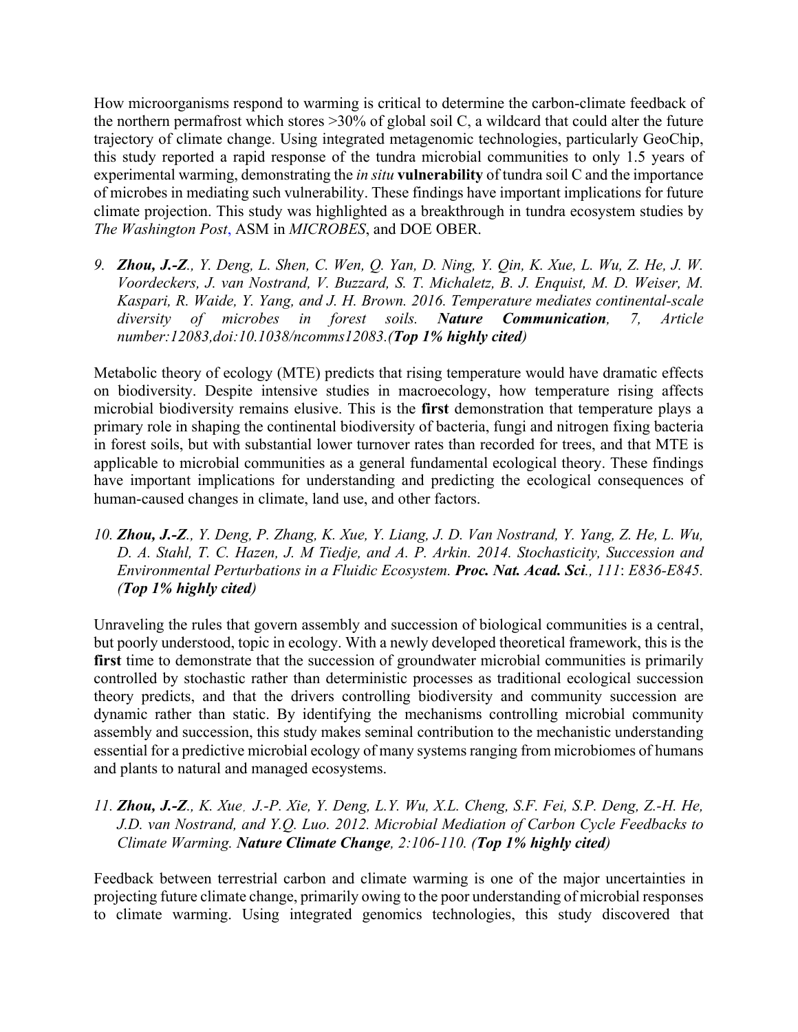How microorganisms respond to warming is critical to determine the carbon-climate feedback of the northern permafrost which stores >30% of global soil C, a wildcard that could alter the future trajectory of climate change. Using integrated metagenomic technologies, particularly GeoChip, this study reported a rapid response of the tundra microbial communities to only 1.5 years of experimental warming, demonstrating the *in situ* **vulnerability** of tundra soil C and the importance of microbes in mediating such vulnerability. These findings have important implications for future climate projection. This study was highlighted as a breakthrough in tundra ecosystem studies by *The Washington Post*, ASM in *MICROBES*, and DOE OBER.

9. ***Zhou, J.-Z****., Y. Deng, L. Shen, C. Wen, Q. Yan, D. Ning, Y. Qin, K. Xue, L. Wu, Z. He, J. W. Voordeckers, J. van Nostrand, V. Buzzard, S. T. Michaletz, B. J. Enquist, M. D. Weiser, M. Kaspari, R. Waide, Y. Yang, and J. H. Brown. 2016. Temperature mediates continental-scale diversity of microbes in forest soils.* ***Nature Communication****, 7, Article number:12083,doi:10.1038/ncomms12083.****(Top 1% highly cited)***

Metabolic theory of ecology (MTE) predicts that rising temperature would have dramatic effects on biodiversity. Despite intensive studies in macroecology, how temperature rising affects microbial biodiversity remains elusive. This is the **first** demonstration that temperature plays a primary role in shaping the continental biodiversity of bacteria, fungi and nitrogen fixing bacteria in forest soils, but with substantial lower turnover rates than recorded for trees, and that MTE is applicable to microbial communities as a general fundamental ecological theory. These findings have important implications for understanding and predicting the ecological consequences of human-caused changes in climate, land use, and other factors.

10. ***Zhou, J.-Z****., Y. Deng, P. Zhang, K. Xue, Y. Liang, J. D. Van Nostrand, Y. Yang, Z. He, L. Wu, D. A. Stahl, T. C. Hazen, J. M Tiedje, and A. P. Arkin. 2014. Stochasticity, Succession and Environmental Perturbations in a Fluidic Ecosystem.* ***Proc. Nat. Acad. Sci****., 111*: *E836-E845.* ***(Top 1% highly cited)***

Unraveling the rules that govern assembly and succession of biological communities is a central, but poorly understood, topic in ecology. With a newly developed theoretical framework, this is the **first** time to demonstrate that the succession of groundwater microbial communities is primarily controlled by stochastic rather than deterministic processes as traditional ecological succession theory predicts, and that the drivers controlling biodiversity and community succession are dynamic rather than static. By identifying the mechanisms controlling microbial community assembly and succession, this study makes seminal contribution to the mechanistic understanding essential for a predictive microbial ecology of many systems ranging from microbiomes of humans and plants to natural and managed ecosystems.

11. ***Zhou, J.-Z****., K. Xue, J.-P. Xie, Y. Deng, L.Y. Wu, X.L. Cheng, S.F. Fei, S.P. Deng, Z.-H. He, J.D. van Nostrand, and Y.Q. Luo. 2012. Microbial Mediation of Carbon Cycle Feedbacks to Climate Warming.* ***Nature Climate Change****, 2:106-110.* ***(Top 1% highly cited)***

Feedback between terrestrial carbon and climate warming is one of the major uncertainties in projecting future climate change, primarily owing to the poor understanding of microbial responses to climate warming. Using integrated genomics technologies, this study discovered that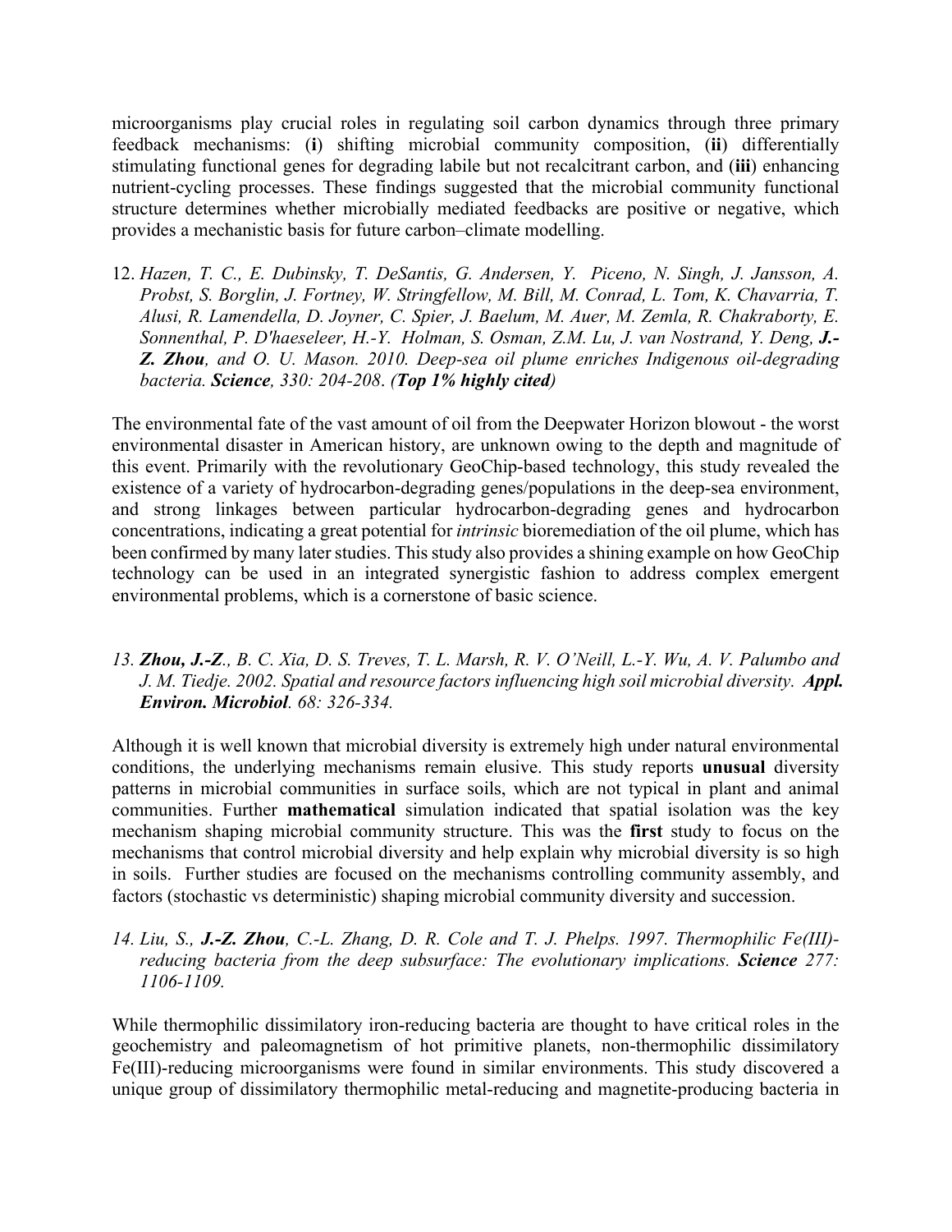microorganisms play crucial roles in regulating soil carbon dynamics through three primary feedback mechanisms: (**i**) shifting microbial community composition, (**ii**) differentially stimulating functional genes for degrading labile but not recalcitrant carbon, and (**iii**) enhancing nutrient-cycling processes. These findings suggested that the microbial community functional structure determines whether microbially mediated feedbacks are positive or negative, which provides a mechanistic basis for future carbon–climate modelling.

12. *Hazen, T. C., E. Dubinsky, T. DeSantis, G. Andersen, Y. Piceno, N. Singh, J. Jansson, A. Probst, S. Borglin, J. Fortney, W. Stringfellow, M. Bill, M. Conrad, L. Tom, K. Chavarria, T. Alusi, R. Lamendella, D. Joyner, C. Spier, J. Baelum, M. Auer, M. Zemla, R. Chakraborty, E. Sonnenthal, P. D'haeseleer, H.-Y. Holman, S. Osman, Z.M. Lu, J. van Nostrand, Y. Deng,* ***J.-Z. Zhou****, and O. U. Mason. 2010. Deep-sea oil plume enriches Indigenous oil-degrading bacteria.* ***Science****, 330: 204-208.* ***(Top 1% highly cited)***

The environmental fate of the vast amount of oil from the Deepwater Horizon blowout - the worst environmental disaster in American history, are unknown owing to the depth and magnitude of this event. Primarily with the revolutionary GeoChip-based technology, this study revealed the existence of a variety of hydrocarbon-degrading genes/populations in the deep-sea environment, and strong linkages between particular hydrocarbon-degrading genes and hydrocarbon concentrations, indicating a great potential for *intrinsic* bioremediation of the oil plume, which has been confirmed by many later studies. This study also provides a shining example on how GeoChip technology can be used in an integrated synergistic fashion to address complex emergent environmental problems, which is a cornerstone of basic science.

13. ***Zhou, J.-Z****., B. C. Xia, D. S. Treves, T. L. Marsh, R. V. O'Neill, L.-Y. Wu, A. V. Palumbo and J. M. Tiedje. 2002. Spatial and resource factors influencing high soil microbial diversity.* ***Appl. Environ. Microbiol****. 68: 326-334.*

Although it is well known that microbial diversity is extremely high under natural environmental conditions, the underlying mechanisms remain elusive. This study reports **unusual** diversity patterns in microbial communities in surface soils, which are not typical in plant and animal communities. Further **mathematical** simulation indicated that spatial isolation was the key mechanism shaping microbial community structure. This was the **first** study to focus on the mechanisms that control microbial diversity and help explain why microbial diversity is so high in soils. Further studies are focused on the mechanisms controlling community assembly, and factors (stochastic vs deterministic) shaping microbial community diversity and succession.

14. *Liu, S.,* ***J.-Z. Zhou****, C.-L. Zhang, D. R. Cole and T. J. Phelps. 1997. Thermophilic Fe(III)-reducing bacteria from the deep subsurface: The evolutionary implications.* ***Science*** *277: 1106-1109.*

While thermophilic dissimilatory iron-reducing bacteria are thought to have critical roles in the geochemistry and paleomagnetism of hot primitive planets, non-thermophilic dissimilatory Fe(III)-reducing microorganisms were found in similar environments. This study discovered a unique group of dissimilatory thermophilic metal-reducing and magnetite-producing bacteria in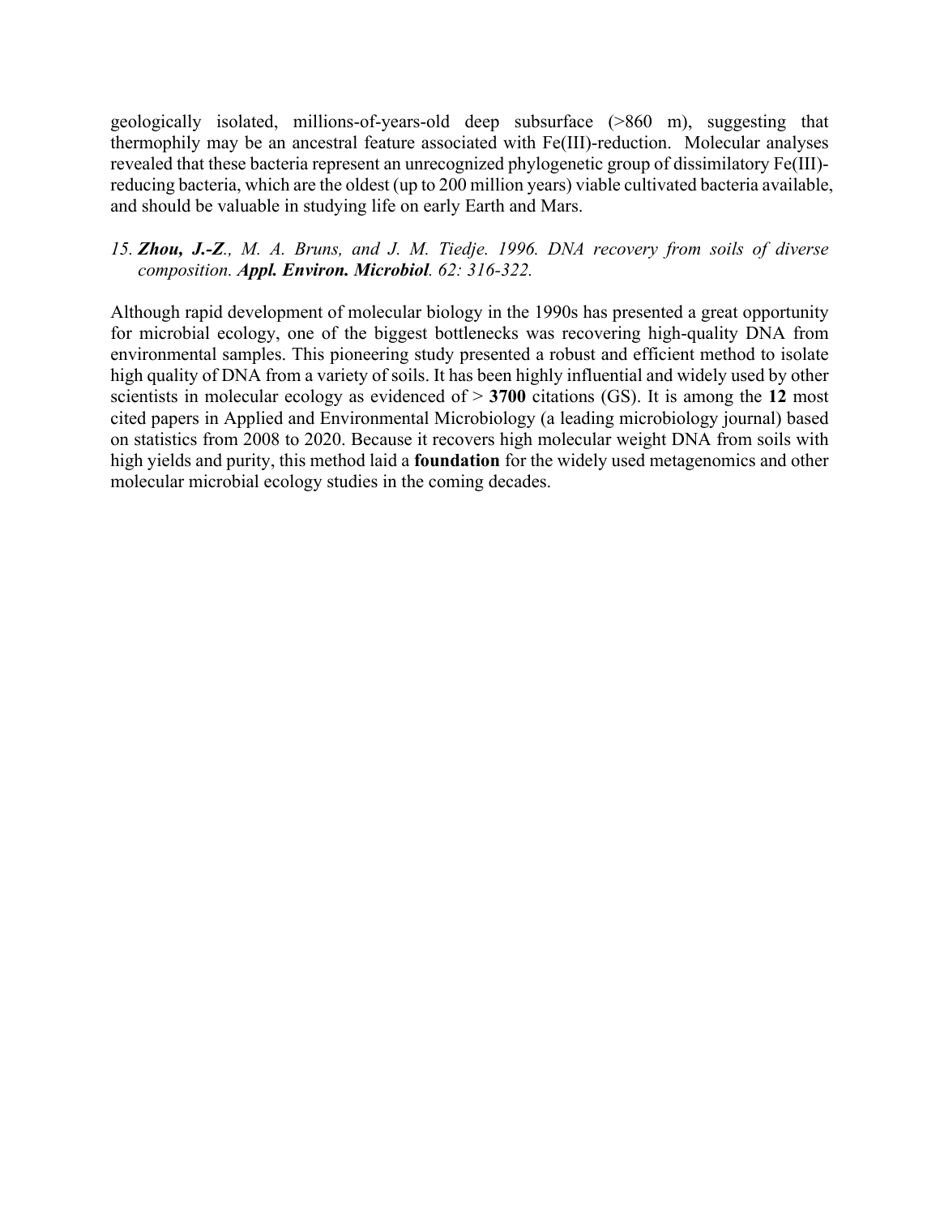geologically isolated, millions-of-years-old deep subsurface (>860 m), suggesting that thermophily may be an ancestral feature associated with Fe(III)-reduction. Molecular analyses revealed that these bacteria represent an unrecognized phylogenetic group of dissimilatory Fe(III)-reducing bacteria, which are the oldest (up to 200 million years) viable cultivated bacteria available, and should be valuable in studying life on early Earth and Mars.

15. ***Zhou, J.-Z**., M. A. Bruns, and J. M. Tiedje. 1996. DNA recovery from soils of diverse composition. **Appl. Environ. Microbiol**. 62: 316-322.*

Although rapid development of molecular biology in the 1990s has presented a great opportunity for microbial ecology, one of the biggest bottlenecks was recovering high-quality DNA from environmental samples. This pioneering study presented a robust and efficient method to isolate high quality of DNA from a variety of soils. It has been highly influential and widely used by other scientists in molecular ecology as evidenced of > **3700** citations (GS). It is among the **12** most cited papers in Applied and Environmental Microbiology (a leading microbiology journal) based on statistics from 2008 to 2020. Because it recovers high molecular weight DNA from soils with high yields and purity, this method laid a **foundation** for the widely used metagenomics and other molecular microbial ecology studies in the coming decades.